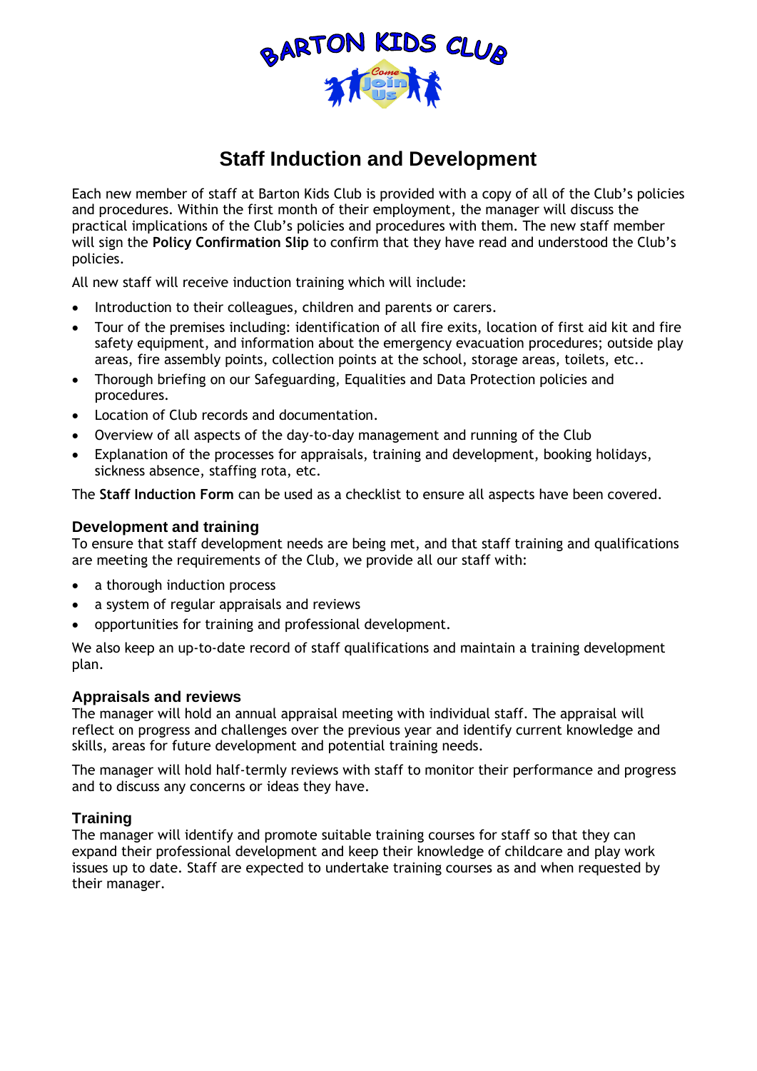# Staff Induction and Development

Each new member of staff at Barton Kids Club is provided with a copy of all of the Club's policies and procedures. Within the first month of their employment, the manager will discuss the practical implications of the Club's policies and procedures with them. The new staff member will sign the **Policy Confirmation Slip** to confirm that they have read and understood the Club's policies.

All new staff will receive induction training which will include:

- Introduction to their colleagues, children and parents or carers.
- Tour of the premises including: identification of all fire exits, location of first aid kit and fire safety equipment, and information about the emergency evacuation procedures; outside play areas, fire assembly points, collection points at the school, storage areas, toilets, etc..
- Thorough briefing on our Safeguarding, Equalities and Data Protection policies and procedures.
- Location of Club records and documentation.
- Overview of all aspects of the day-to-day management and running of the Club
- Explanation of the processes for appraisals, training and development, booking holidays, sickness absence, staffing rota, etc.

The **Staff Induction Form** can be used as a checklist to ensure all aspects have been covered.

## Development and training

To ensure that staff development needs are being met, and that staff training and qualifications are meeting the requirements of the Club, we provide all our staff with:

- a thorough induction process
- a system of regular appraisals and reviews
- opportunities for training and professional development.

We also keep an up-to-date record of staff qualifications and maintain a training development plan.

## Appraisals and reviews

The manager will hold an annual appraisal meeting with individual staff. The appraisal will reflect on progress and challenges over the previous year and identify current knowledge and skills, areas for future development and potential training needs.

The manager will hold half-termly reviews with staff to monitor their performance and progress and to discuss any concerns or ideas they have.

## Training

The manager will identify and promote suitable training courses for staff so that they can expand their professional development and keep their knowledge of childcare and play work issues up to date. Staff are expected to undertake training courses as and when requested by their manager.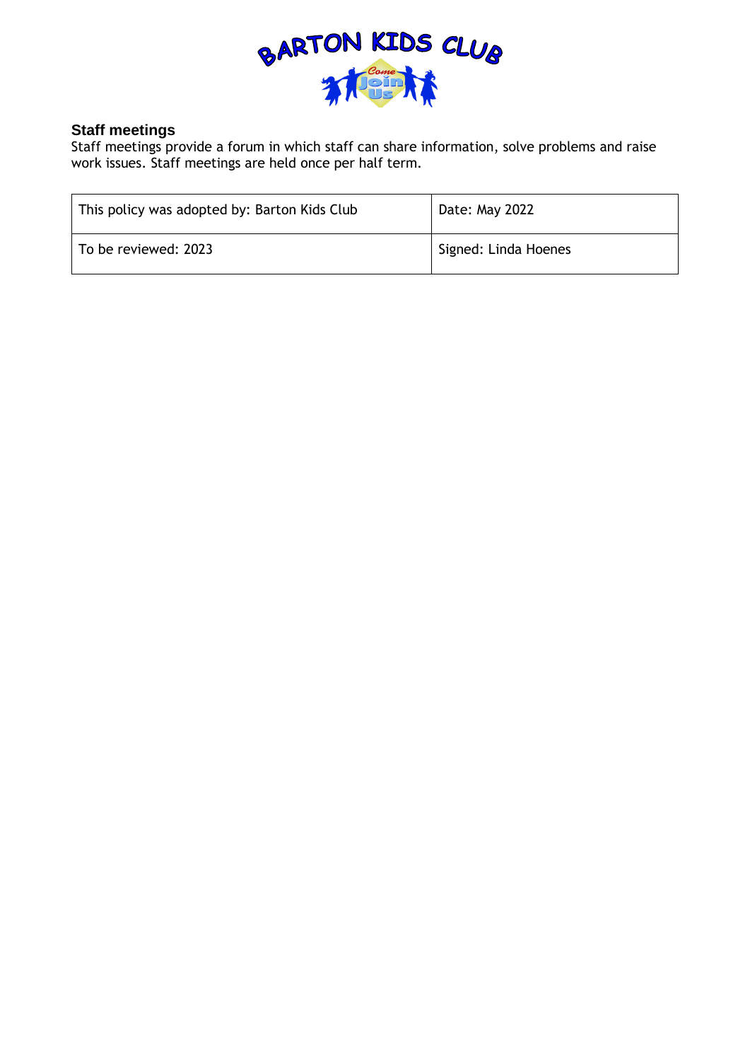## Staff meetings

Staff meetings provide a forum in which staff can share information, solve problems and raise work issues. Staff meetings are held once per half term.

| | |
|---|---|
| This policy was adopted by: Barton Kids Club | Date: May 2022 |
| To be reviewed: 2023 | Signed: Linda Hoenes |